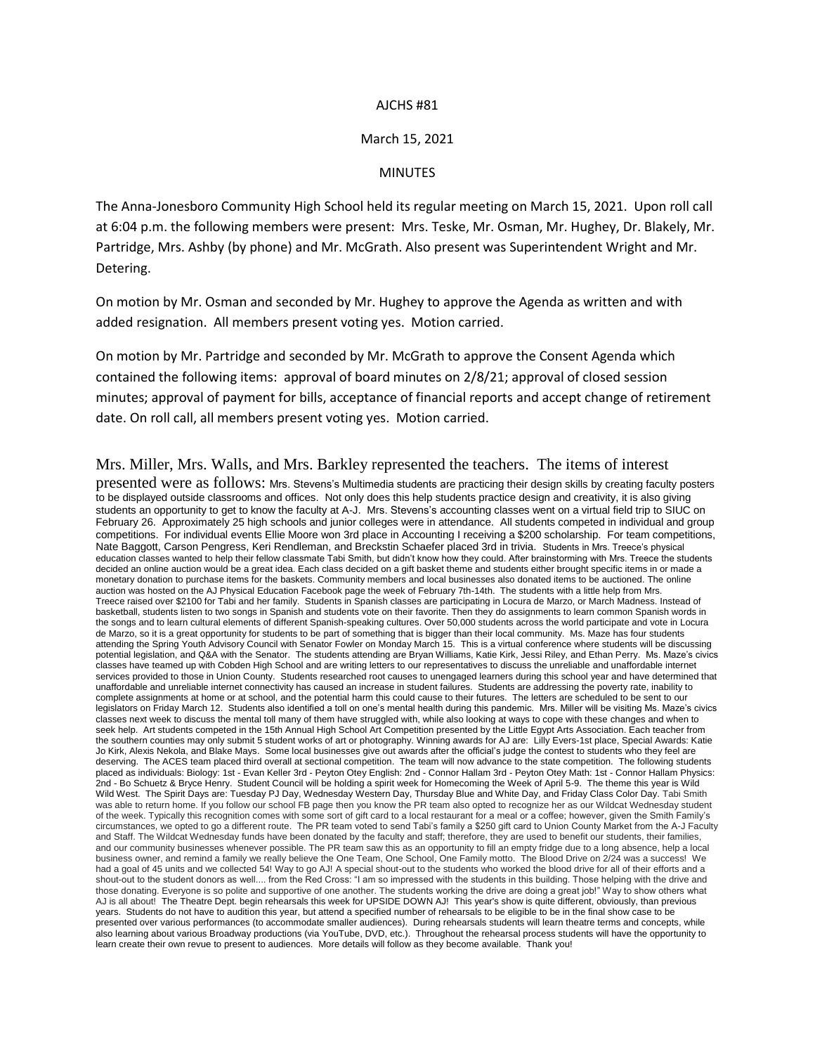AJCHS #81

March 15, 2021

MINUTES

The Anna-Jonesboro Community High School held its regular meeting on March 15, 2021. Upon roll call at 6:04 p.m. the following members were present: Mrs. Teske, Mr. Osman, Mr. Hughey, Dr. Blakely, Mr. Partridge, Mrs. Ashby (by phone) and Mr. McGrath. Also present was Superintendent Wright and Mr. Detering.

On motion by Mr. Osman and seconded by Mr. Hughey to approve the Agenda as written and with added resignation. All members present voting yes. Motion carried.

On motion by Mr. Partridge and seconded by Mr. McGrath to approve the Consent Agenda which contained the following items: approval of board minutes on 2/8/21; approval of closed session minutes; approval of payment for bills, acceptance of financial reports and accept change of retirement date. On roll call, all members present voting yes. Motion carried.

Mrs. Miller, Mrs. Walls, and Mrs. Barkley represented the teachers. The items of interest presented were as follows: Mrs. Stevens's Multimedia students are practicing their design skills by creating faculty posters to be displayed outside classrooms and offices. Not only does this help students practice design and creativity, it is also giving students an opportunity to get to know the faculty at A-J. Mrs. Stevens's accounting classes went on a virtual field trip to SIUC on February 26. Approximately 25 high schools and junior colleges were in attendance. All students competed in individual and group competitions. For individual events Ellie Moore won 3rd place in Accounting I receiving a $200 scholarship. For team competitions, Nate Baggott, Carson Pengress, Keri Rendleman, and Breckstin Schaefer placed 3rd in trivia. Students in Mrs. Treece's physical education classes wanted to help their fellow classmate Tabi Smith, but didn't know how they could. After brainstorming with Mrs. Treece the students decided an online auction would be a great idea. Each class decided on a gift basket theme and students either brought specific items in or made a monetary donation to purchase items for the baskets. Community members and local businesses also donated items to be auctioned. The online auction was hosted on the AJ Physical Education Facebook page the week of February 7th-14th. The students with a little help from Mrs. Treece raised over $2100 for Tabi and her family. Students in Spanish classes are participating in Locura de Marzo, or March Madness. Instead of basketball, students listen to two songs in Spanish and students vote on their favorite. Then they do assignments to learn common Spanish words in the songs and to learn cultural elements of different Spanish-speaking cultures. Over 50,000 students across the world participate and vote in Locura de Marzo, so it is a great opportunity for students to be part of something that is bigger than their local community. Ms. Maze has four students attending the Spring Youth Advisory Council with Senator Fowler on Monday March 15. This is a virtual conference where students will be discussing potential legislation, and Q&A with the Senator. The students attending are Bryan Williams, Katie Kirk, Jessi Riley, and Ethan Perry. Ms. Maze's civics classes have teamed up with Cobden High School and are writing letters to our representatives to discuss the unreliable and unaffordable internet services provided to those in Union County. Students researched root causes to unengaged learners during this school year and have determined that unaffordable and unreliable internet connectivity has caused an increase in student failures. Students are addressing the poverty rate, inability to complete assignments at home or at school, and the potential harm this could cause to their futures. The letters are scheduled to be sent to our legislators on Friday March 12. Students also identified a toll on one's mental health during this pandemic. Mrs. Miller will be visiting Ms. Maze's civics classes next week to discuss the mental toll many of them have struggled with, while also looking at ways to cope with these changes and when to seek help. Art students competed in the 15th Annual High School Art Competition presented by the Little Egypt Arts Association. Each teacher from the southern counties may only submit 5 student works of art or photography. Winning awards for AJ are: Lilly Evers-1st place, Special Awards: Katie Jo Kirk, Alexis Nekola, and Blake Mays. Some local businesses give out awards after the official's judge the contest to students who they feel are deserving. The ACES team placed third overall at sectional competition. The team will now advance to the state competition. The following students placed as individuals: Biology: 1st - Evan Keller 3rd - Peyton Otey English: 2nd - Connor Hallam 3rd - Peyton Otey Math: 1st - Connor Hallam Physics: 2nd - Bo Schuetz & Bryce Henry. Student Council will be holding a spirit week for Homecoming the Week of April 5-9. The theme this year is Wild Wild West. The Spirit Days are: Tuesday PJ Day, Wednesday Western Day, Thursday Blue and White Day, and Friday Class Color Day. Tabi Smith was able to return home. If you follow our school FB page then you know the PR team also opted to recognize her as our Wildcat Wednesday student of the week. Typically this recognition comes with some sort of gift card to a local restaurant for a meal or a coffee; however, given the Smith Family's circumstances, we opted to go a different route. The PR team voted to send Tabi's family a $250 gift card to Union County Market from the A-J Faculty and Staff. The Wildcat Wednesday funds have been donated by the faculty and staff; therefore, they are used to benefit our students, their families, and our community businesses whenever possible. The PR team saw this as an opportunity to fill an empty fridge due to a long absence, help a local business owner, and remind a family we really believe the One Team, One School, One Family motto. The Blood Drive on 2/24 was a success! We had a goal of 45 units and we collected 54! Way to go AJ! A special shout-out to the students who worked the blood drive for all of their efforts and a shout-out to the student donors as well.... from the Red Cross: "I am so impressed with the students in this building. Those helping with the drive and those donating. Everyone is so polite and supportive of one another. The students working the drive are doing a great job!" Way to show others what AJ is all about! The Theatre Dept. begin rehearsals this week for UPSIDE DOWN AJ! This year's show is quite different, obviously, than previous years. Students do not have to audition this year, but attend a specified number of rehearsals to be eligible to be in the final show case to be presented over various performances (to accommodate smaller audiences). During rehearsals students will learn theatre terms and concepts, while also learning about various Broadway productions (via YouTube, DVD, etc.). Throughout the rehearsal process students will have the opportunity to learn create their own revue to present to audiences. More details will follow as they become available. Thank you!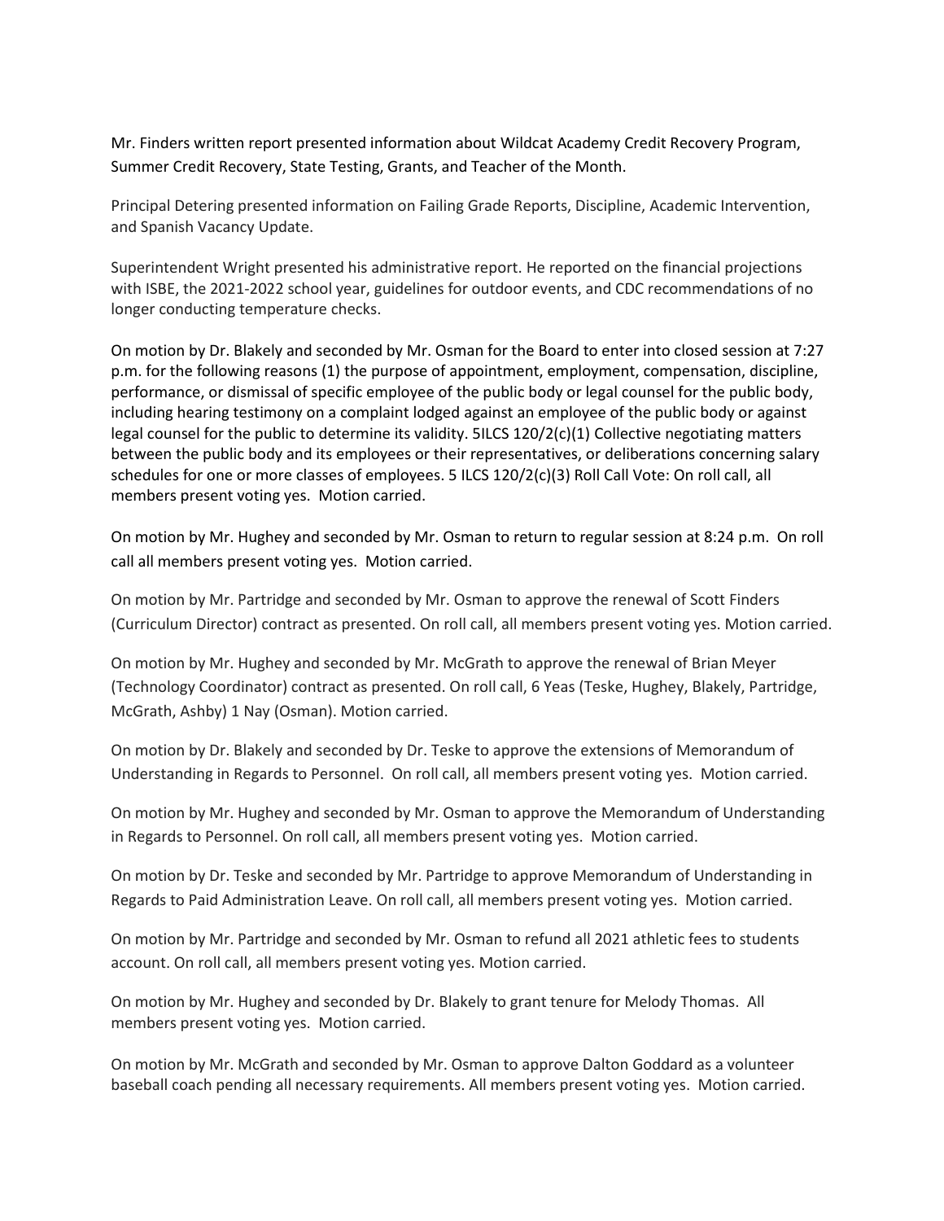Mr. Finders written report presented information about Wildcat Academy Credit Recovery Program, Summer Credit Recovery, State Testing, Grants, and Teacher of the Month.

Principal Detering presented information on Failing Grade Reports, Discipline, Academic Intervention, and Spanish Vacancy Update.

Superintendent Wright presented his administrative report. He reported on the financial projections with ISBE, the 2021-2022 school year, guidelines for outdoor events, and CDC recommendations of no longer conducting temperature checks.

On motion by Dr. Blakely and seconded by Mr. Osman for the Board to enter into closed session at 7:27 p.m. for the following reasons (1) the purpose of appointment, employment, compensation, discipline, performance, or dismissal of specific employee of the public body or legal counsel for the public body, including hearing testimony on a complaint lodged against an employee of the public body or against legal counsel for the public to determine its validity. 5ILCS 120/2(c)(1) Collective negotiating matters between the public body and its employees or their representatives, or deliberations concerning salary schedules for one or more classes of employees. 5 ILCS 120/2(c)(3) Roll Call Vote: On roll call, all members present voting yes. Motion carried.

On motion by Mr. Hughey and seconded by Mr. Osman to return to regular session at 8:24 p.m. On roll call all members present voting yes. Motion carried.

On motion by Mr. Partridge and seconded by Mr. Osman to approve the renewal of Scott Finders (Curriculum Director) contract as presented. On roll call, all members present voting yes. Motion carried.

On motion by Mr. Hughey and seconded by Mr. McGrath to approve the renewal of Brian Meyer (Technology Coordinator) contract as presented. On roll call, 6 Yeas (Teske, Hughey, Blakely, Partridge, McGrath, Ashby) 1 Nay (Osman). Motion carried.

On motion by Dr. Blakely and seconded by Dr. Teske to approve the extensions of Memorandum of Understanding in Regards to Personnel. On roll call, all members present voting yes. Motion carried.

On motion by Mr. Hughey and seconded by Mr. Osman to approve the Memorandum of Understanding in Regards to Personnel. On roll call, all members present voting yes. Motion carried.

On motion by Dr. Teske and seconded by Mr. Partridge to approve Memorandum of Understanding in Regards to Paid Administration Leave. On roll call, all members present voting yes. Motion carried.

On motion by Mr. Partridge and seconded by Mr. Osman to refund all 2021 athletic fees to students account. On roll call, all members present voting yes. Motion carried.

On motion by Mr. Hughey and seconded by Dr. Blakely to grant tenure for Melody Thomas. All members present voting yes. Motion carried.

On motion by Mr. McGrath and seconded by Mr. Osman to approve Dalton Goddard as a volunteer baseball coach pending all necessary requirements. All members present voting yes. Motion carried.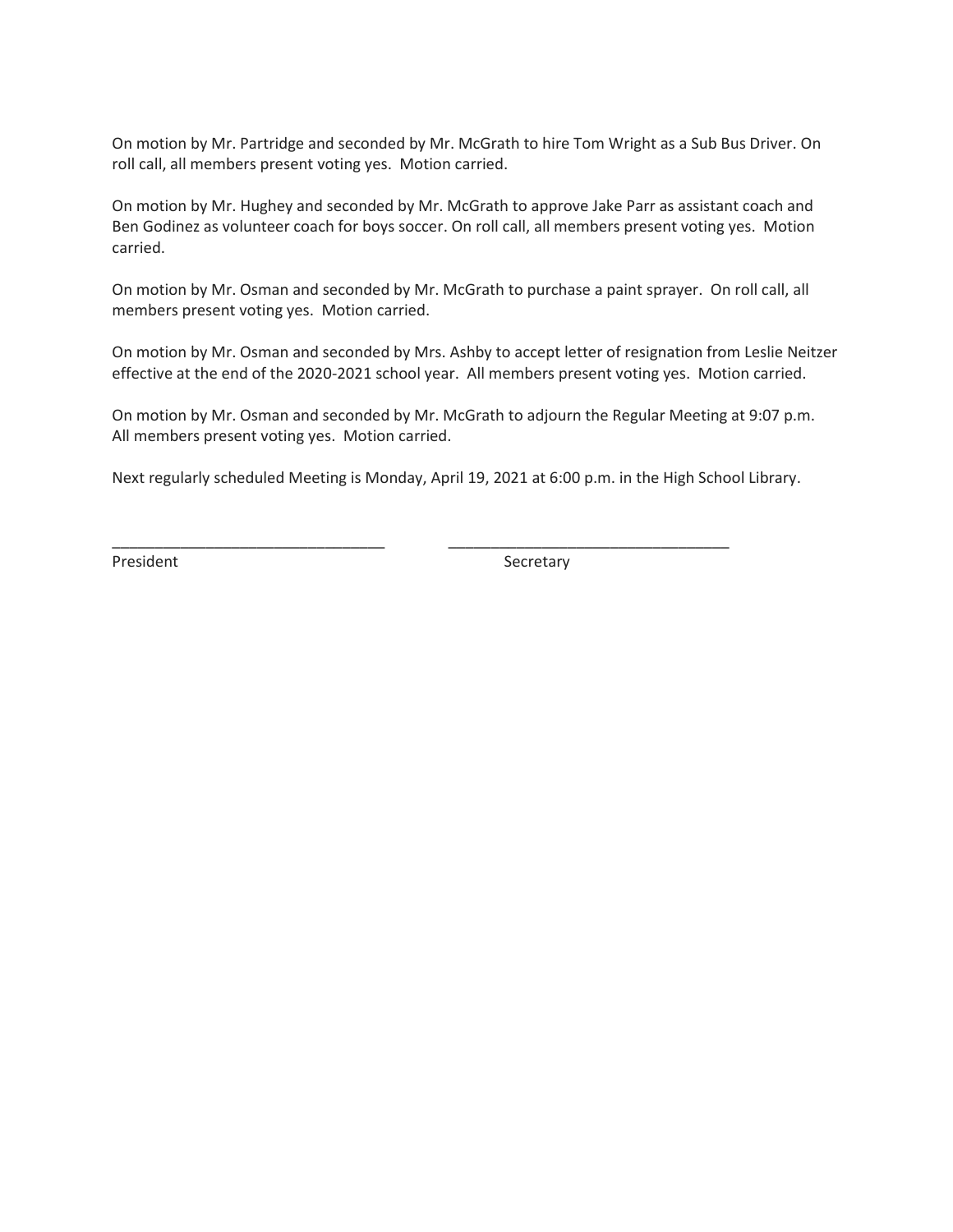On motion by Mr. Partridge and seconded by Mr. McGrath to hire Tom Wright as a Sub Bus Driver. On roll call, all members present voting yes. Motion carried.

On motion by Mr. Hughey and seconded by Mr. McGrath to approve Jake Parr as assistant coach and Ben Godinez as volunteer coach for boys soccer. On roll call, all members present voting yes. Motion carried.

On motion by Mr. Osman and seconded by Mr. McGrath to purchase a paint sprayer. On roll call, all members present voting yes. Motion carried.

On motion by Mr. Osman and seconded by Mrs. Ashby to accept letter of resignation from Leslie Neitzer effective at the end of the 2020-2021 school year. All members present voting yes. Motion carried.

On motion by Mr. Osman and seconded by Mr. McGrath to adjourn the Regular Meeting at 9:07 p.m. All members present voting yes. Motion carried.

Next regularly scheduled Meeting is Monday, April 19, 2021 at 6:00 p.m. in the High School Library.

_______________________________ _________________________________

President Secretary